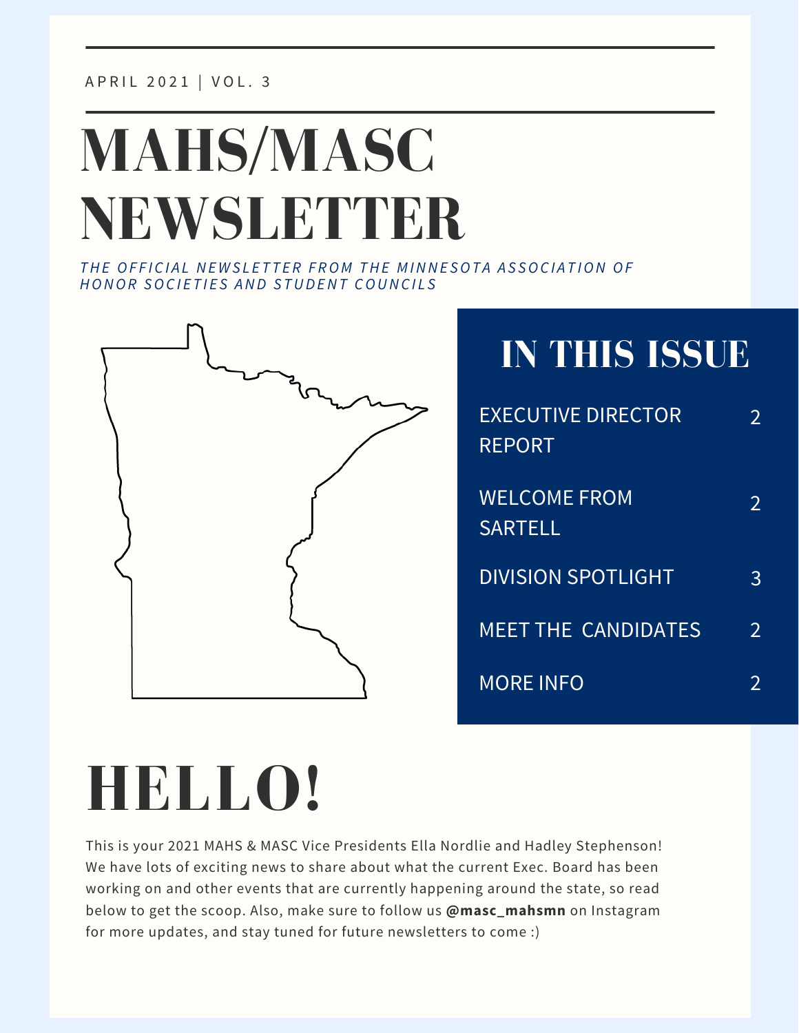APRIL 2021 | VOL. 3

# MAHS/MASC NEWSLETTER

*THE OFFICIAL NEWSLETTER FROM THE MINNESOTA ASSOCIATION OF HONOR SOCIETIES AND STUDENT COUNCILS*

## IN THIS ISSUE

| | |
|---|---|
| EXECUTIVE DIRECTOR REPORT | 2 |
| WELCOME FROM SARTELL | 2 |
| DIVISION SPOTLIGHT | 3 |
| MEET THE CANDIDATES | 2 |
| MORE INFO | 2 |

# HELLO!

This is your 2021 MAHS & MASC Vice Presidents Ella Nordlie and Hadley Stephenson! We have lots of exciting news to share about what the current Exec. Board has been working on and other events that are currently happening around the state, so read below to get the scoop. Also, make sure to follow us **@masc_mahsmn** on Instagram for more updates, and stay tuned for future newsletters to come :)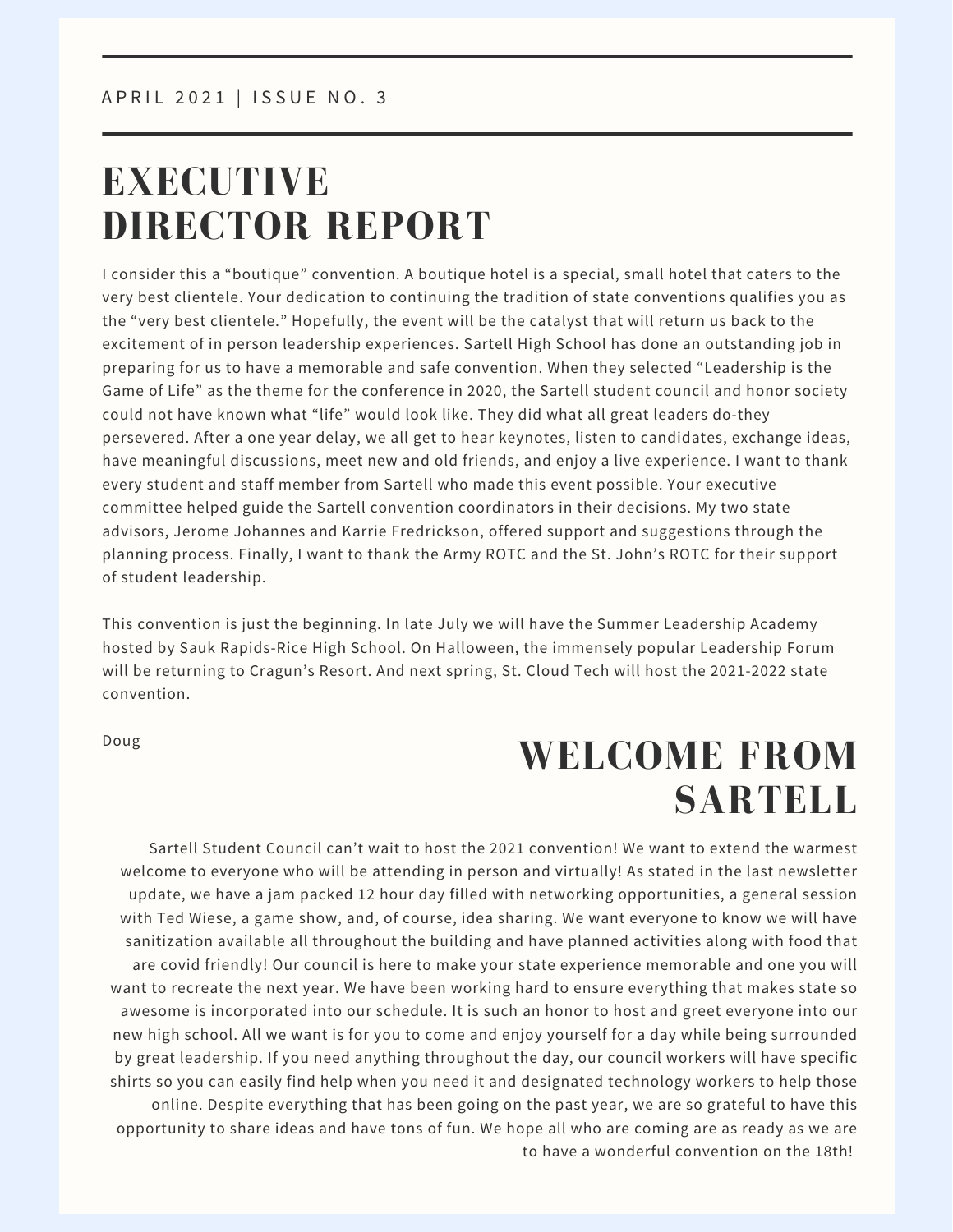APRIL 2021 | ISSUE NO. 3

# EXECUTIVE DIRECTOR REPORT

I consider this a "boutique" convention. A boutique hotel is a special, small hotel that caters to the very best clientele. Your dedication to continuing the tradition of state conventions qualifies you as the "very best clientele." Hopefully, the event will be the catalyst that will return us back to the excitement of in person leadership experiences. Sartell High School has done an outstanding job in preparing for us to have a memorable and safe convention. When they selected "Leadership is the Game of Life" as the theme for the conference in 2020, the Sartell student council and honor society could not have known what "life" would look like. They did what all great leaders do-they persevered. After a one year delay, we all get to hear keynotes, listen to candidates, exchange ideas, have meaningful discussions, meet new and old friends, and enjoy a live experience. I want to thank every student and staff member from Sartell who made this event possible. Your executive committee helped guide the Sartell convention coordinators in their decisions. My two state advisors, Jerome Johannes and Karrie Fredrickson, offered support and suggestions through the planning process. Finally, I want to thank the Army ROTC and the St. John's ROTC for their support of student leadership.

This convention is just the beginning. In late July we will have the Summer Leadership Academy hosted by Sauk Rapids-Rice High School. On Halloween, the immensely popular Leadership Forum will be returning to Cragun's Resort. And next spring, St. Cloud Tech will host the 2021-2022 state convention.

Doug

# WELCOME FROM SARTELL

Sartell Student Council can't wait to host the 2021 convention! We want to extend the warmest welcome to everyone who will be attending in person and virtually! As stated in the last newsletter update, we have a jam packed 12 hour day filled with networking opportunities, a general session with Ted Wiese, a game show, and, of course, idea sharing. We want everyone to know we will have sanitization available all throughout the building and have planned activities along with food that are covid friendly! Our council is here to make your state experience memorable and one you will want to recreate the next year. We have been working hard to ensure everything that makes state so awesome is incorporated into our schedule. It is such an honor to host and greet everyone into our new high school. All we want is for you to come and enjoy yourself for a day while being surrounded by great leadership. If you need anything throughout the day, our council workers will have specific shirts so you can easily find help when you need it and designated technology workers to help those online. Despite everything that has been going on the past year, we are so grateful to have this opportunity to share ideas and have tons of fun. We hope all who are coming are as ready as we are to have a wonderful convention on the 18th!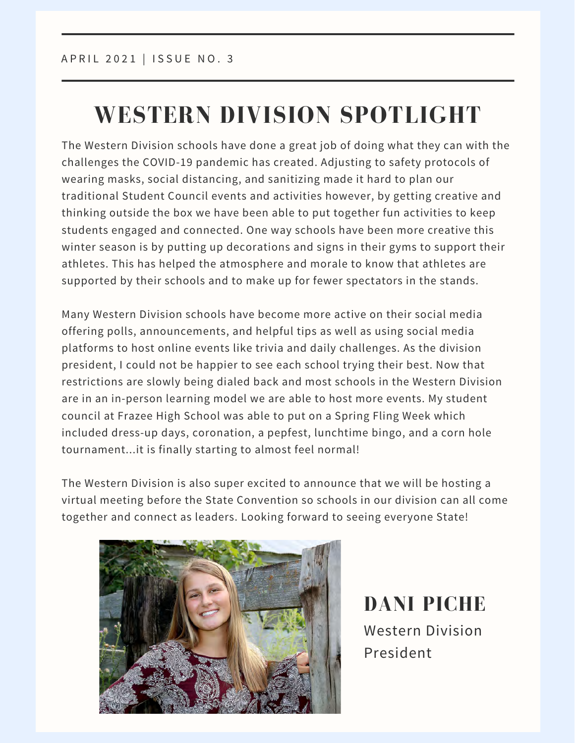APRIL 2021 | ISSUE NO. 3

# WESTERN DIVISION SPOTLIGHT

The Western Division schools have done a great job of doing what they can with the challenges the COVID-19 pandemic has created. Adjusting to safety protocols of wearing masks, social distancing, and sanitizing made it hard to plan our traditional Student Council events and activities however, by getting creative and thinking outside the box we have been able to put together fun activities to keep students engaged and connected. One way schools have been more creative this winter season is by putting up decorations and signs in their gyms to support their athletes. This has helped the atmosphere and morale to know that athletes are supported by their schools and to make up for fewer spectators in the stands.

Many Western Division schools have become more active on their social media offering polls, announcements, and helpful tips as well as using social media platforms to host online events like trivia and daily challenges. As the division president, I could not be happier to see each school trying their best. Now that restrictions are slowly being dialed back and most schools in the Western Division are in an in-person learning model we are able to host more events. My student council at Frazee High School was able to put on a Spring Fling Week which included dress-up days, coronation, a pepfest, lunchtime bingo, and a corn hole tournament...it is finally starting to almost feel normal!

The Western Division is also super excited to announce that we will be hosting a virtual meeting before the State Convention so schools in our division can all come together and connect as leaders. Looking forward to seeing everyone State!

## DANI PICHE

Western Division President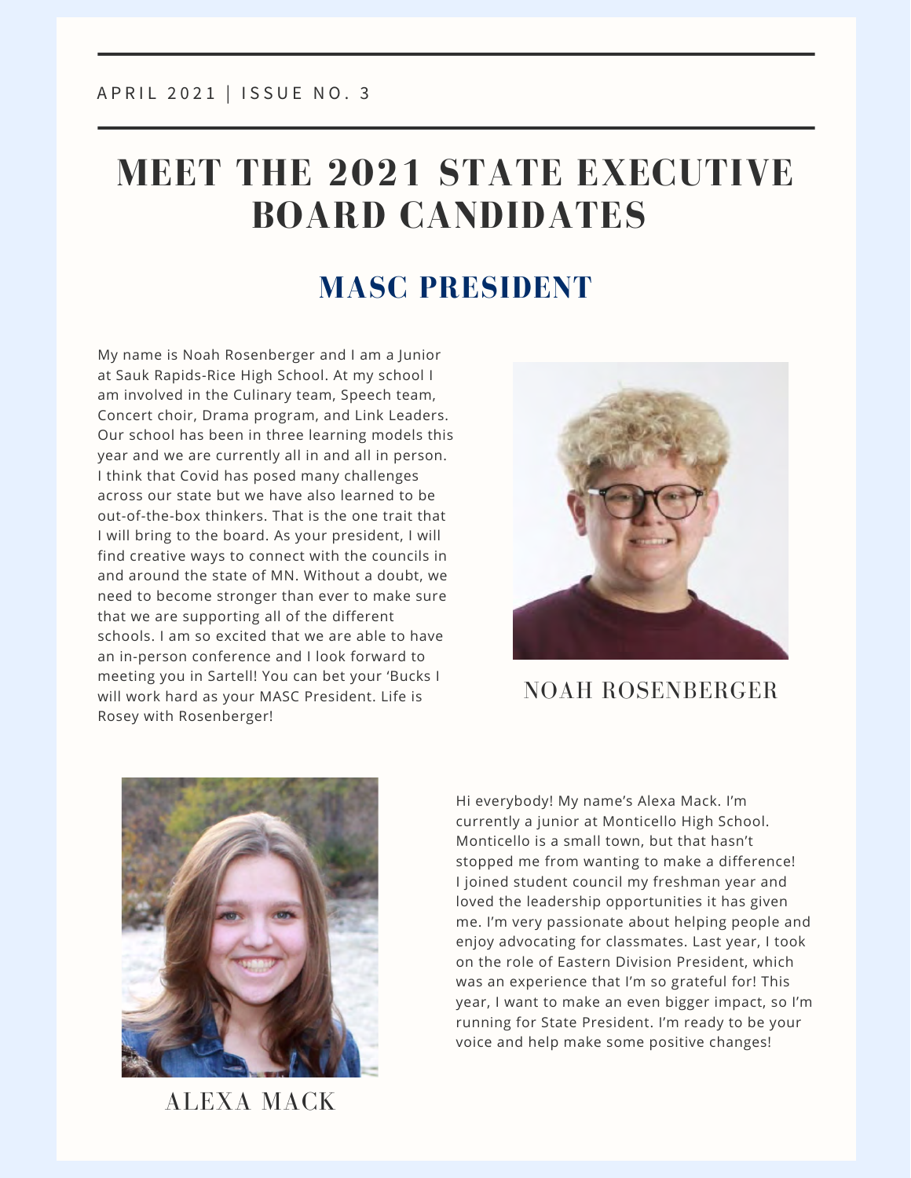APRIL 2021 | ISSUE NO. 3

# MEET THE 2021 STATE EXECUTIVE BOARD CANDIDATES

## MASC PRESIDENT

My name is Noah Rosenberger and I am a Junior at Sauk Rapids-Rice High School. At my school I am involved in the Culinary team, Speech team, Concert choir, Drama program, and Link Leaders. Our school has been in three learning models this year and we are currently all in and all in person. I think that Covid has posed many challenges across our state but we have also learned to be out-of-the-box thinkers. That is the one trait that I will bring to the board. As your president, I will find creative ways to connect with the councils in and around the state of MN. Without a doubt, we need to become stronger than ever to make sure that we are supporting all of the different schools. I am so excited that we are able to have an in-person conference and I look forward to meeting you in Sartell! You can bet your 'Bucks I will work hard as your MASC President. Life is Rosey with Rosenberger!

NOAH ROSENBERGER

Hi everybody! My name's Alexa Mack. I'm currently a junior at Monticello High School. Monticello is a small town, but that hasn't stopped me from wanting to make a difference! I joined student council my freshman year and loved the leadership opportunities it has given me. I'm very passionate about helping people and enjoy advocating for classmates. Last year, I took on the role of Eastern Division President, which was an experience that I'm so grateful for! This year, I want to make an even bigger impact, so I'm running for State President. I'm ready to be your voice and help make some positive changes!

ALEXA MACK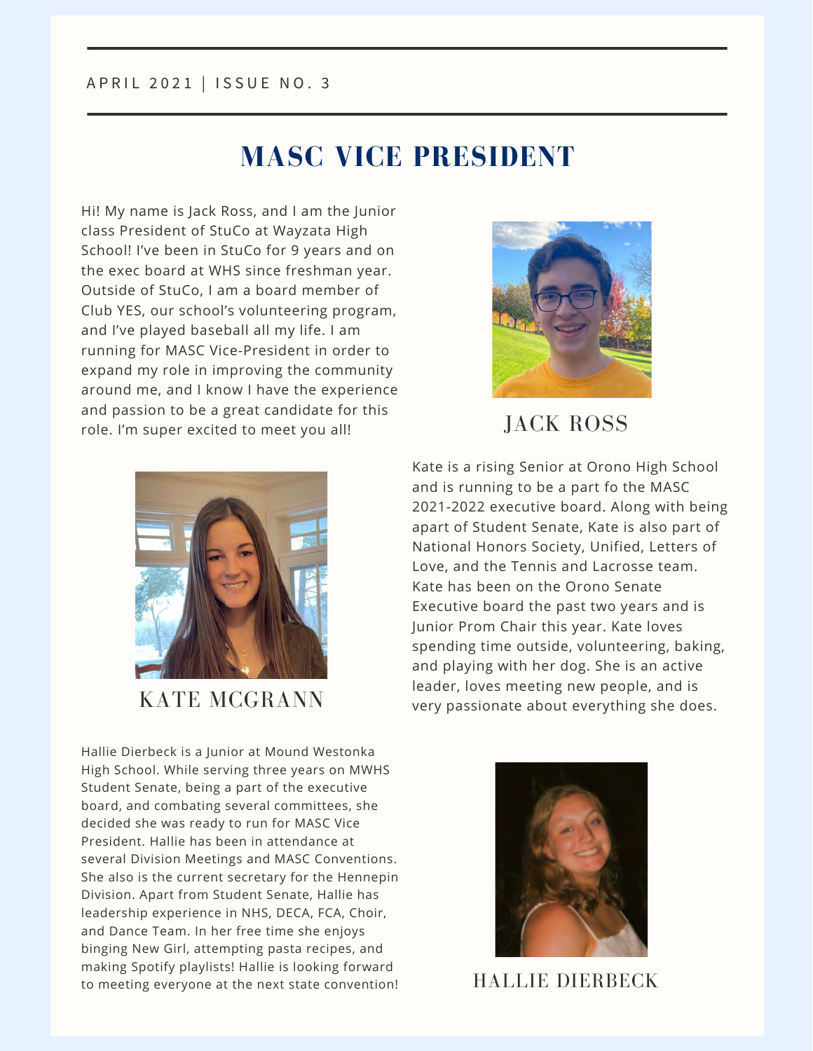APRIL 2021 | ISSUE NO. 3

# MASC VICE PRESIDENT

Hi! My name is Jack Ross, and I am the Junior class President of StuCo at Wayzata High School! I've been in StuCo for 9 years and on the exec board at WHS since freshman year. Outside of StuCo, I am a board member of Club YES, our school's volunteering program, and I've played baseball all my life. I am running for MASC Vice-President in order to expand my role in improving the community around me, and I know I have the experience and passion to be a great candidate for this role. I'm super excited to meet you all!

JACK ROSS

KATE MCGRANN

Kate is a rising Senior at Orono High School and is running to be a part fo the MASC 2021-2022 executive board. Along with being apart of Student Senate, Kate is also part of National Honors Society, Unified, Letters of Love, and the Tennis and Lacrosse team. Kate has been on the Orono Senate Executive board the past two years and is Junior Prom Chair this year. Kate loves spending time outside, volunteering, baking, and playing with her dog. She is an active leader, loves meeting new people, and is very passionate about everything she does.

Hallie Dierbeck is a Junior at Mound Westonka High School. While serving three years on MWHS Student Senate, being a part of the executive board, and combating several committees, she decided she was ready to run for MASC Vice President. Hallie has been in attendance at several Division Meetings and MASC Conventions. She also is the current secretary for the Hennepin Division. Apart from Student Senate, Hallie has leadership experience in NHS, DECA, FCA, Choir, and Dance Team. In her free time she enjoys binging New Girl, attempting pasta recipes, and making Spotify playlists! Hallie is looking forward to meeting everyone at the next state convention!

HALLIE DIERBECK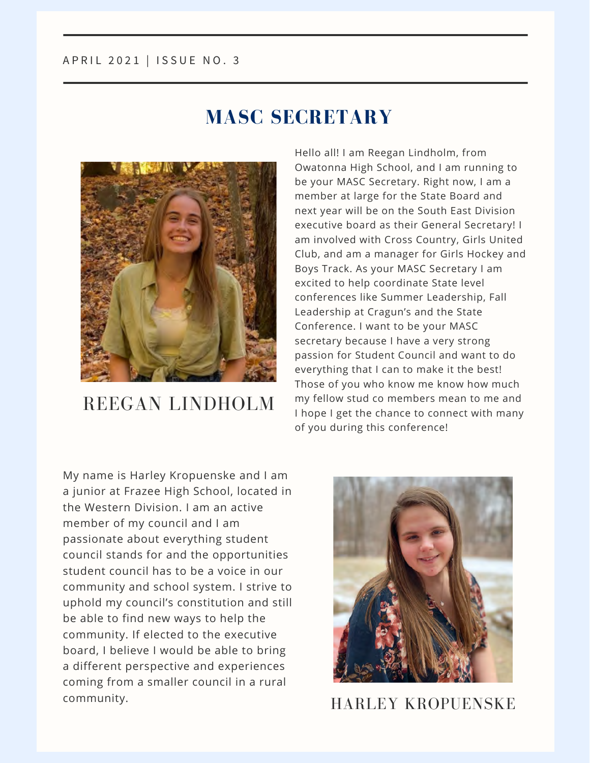APRIL 2021 | ISSUE NO. 3

# MASC SECRETARY

REEGAN LINDHOLM

Hello all! I am Reegan Lindholm, from Owatonna High School, and I am running to be your MASC Secretary. Right now, I am a member at large for the State Board and next year will be on the South East Division executive board as their General Secretary! I am involved with Cross Country, Girls United Club, and am a manager for Girls Hockey and Boys Track. As your MASC Secretary I am excited to help coordinate State level conferences like Summer Leadership, Fall Leadership at Cragun's and the State Conference. I want to be your MASC secretary because I have a very strong passion for Student Council and want to do everything that I can to make it the best! Those of you who know me know how much my fellow stud co members mean to me and I hope I get the chance to connect with many of you during this conference!

HARLEY KROPUENSKE

My name is Harley Kropuenske and I am a junior at Frazee High School, located in the Western Division. I am an active member of my council and I am passionate about everything student council stands for and the opportunities student council has to be a voice in our community and school system. I strive to uphold my council's constitution and still be able to find new ways to help the community. If elected to the executive board, I believe I would be able to bring a different perspective and experiences coming from a smaller council in a rural community.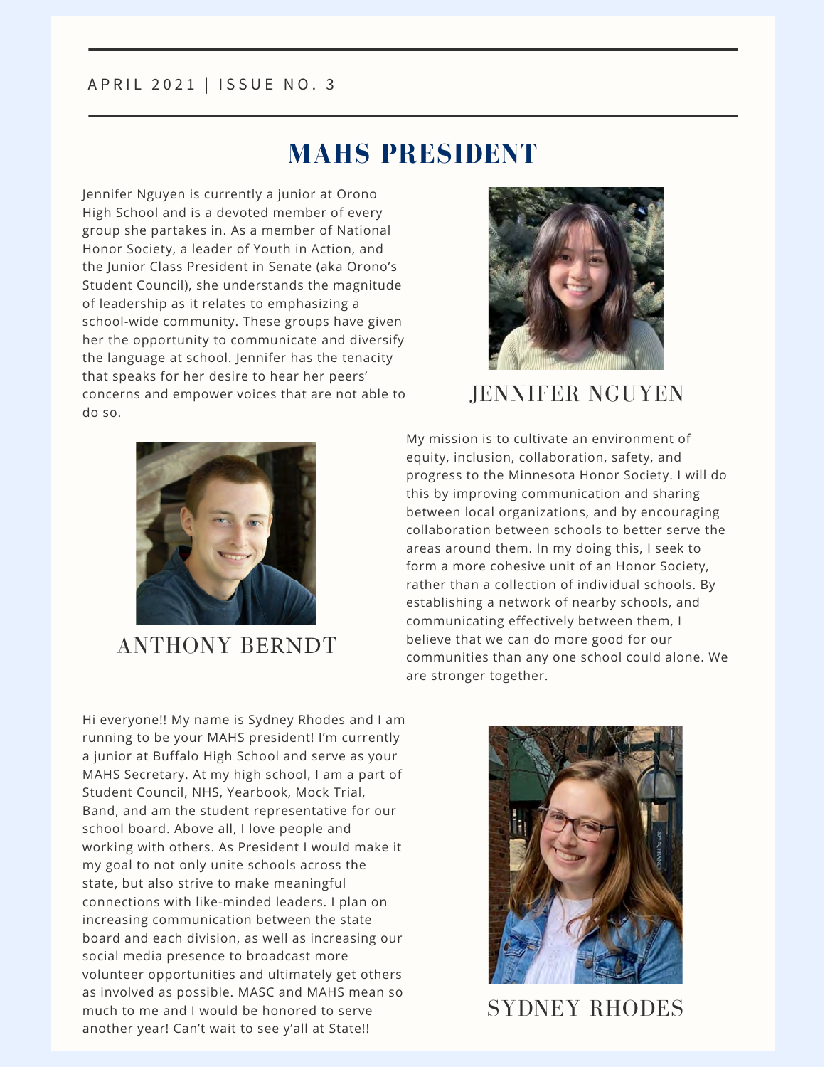APRIL 2021 | ISSUE NO. 3

# MAHS PRESIDENT

## JENNIFER NGUYEN

Jennifer Nguyen is currently a junior at Orono High School and is a devoted member of every group she partakes in. As a member of National Honor Society, a leader of Youth in Action, and the Junior Class President in Senate (aka Orono's Student Council), she understands the magnitude of leadership as it relates to emphasizing a school-wide community. These groups have given her the opportunity to communicate and diversify the language at school. Jennifer has the tenacity that speaks for her desire to hear her peers' concerns and empower voices that are not able to do so.

## ANTHONY BERNDT

My mission is to cultivate an environment of equity, inclusion, collaboration, safety, and progress to the Minnesota Honor Society. I will do this by improving communication and sharing between local organizations, and by encouraging collaboration between schools to better serve the areas around them. In my doing this, I seek to form a more cohesive unit of an Honor Society, rather than a collection of individual schools. By establishing a network of nearby schools, and communicating effectively between them, I believe that we can do more good for our communities than any one school could alone. We are stronger together.

## SYDNEY RHODES

Hi everyone!! My name is Sydney Rhodes and I am running to be your MAHS president! I'm currently a junior at Buffalo High School and serve as your MAHS Secretary. At my high school, I am a part of Student Council, NHS, Yearbook, Mock Trial, Band, and am the student representative for our school board. Above all, I love people and working with others. As President I would make it my goal to not only unite schools across the state, but also strive to make meaningful connections with like-minded leaders. I plan on increasing communication between the state board and each division, as well as increasing our social media presence to broadcast more volunteer opportunities and ultimately get others as involved as possible. MASC and MAHS mean so much to me and I would be honored to serve another year! Can't wait to see y'all at State!!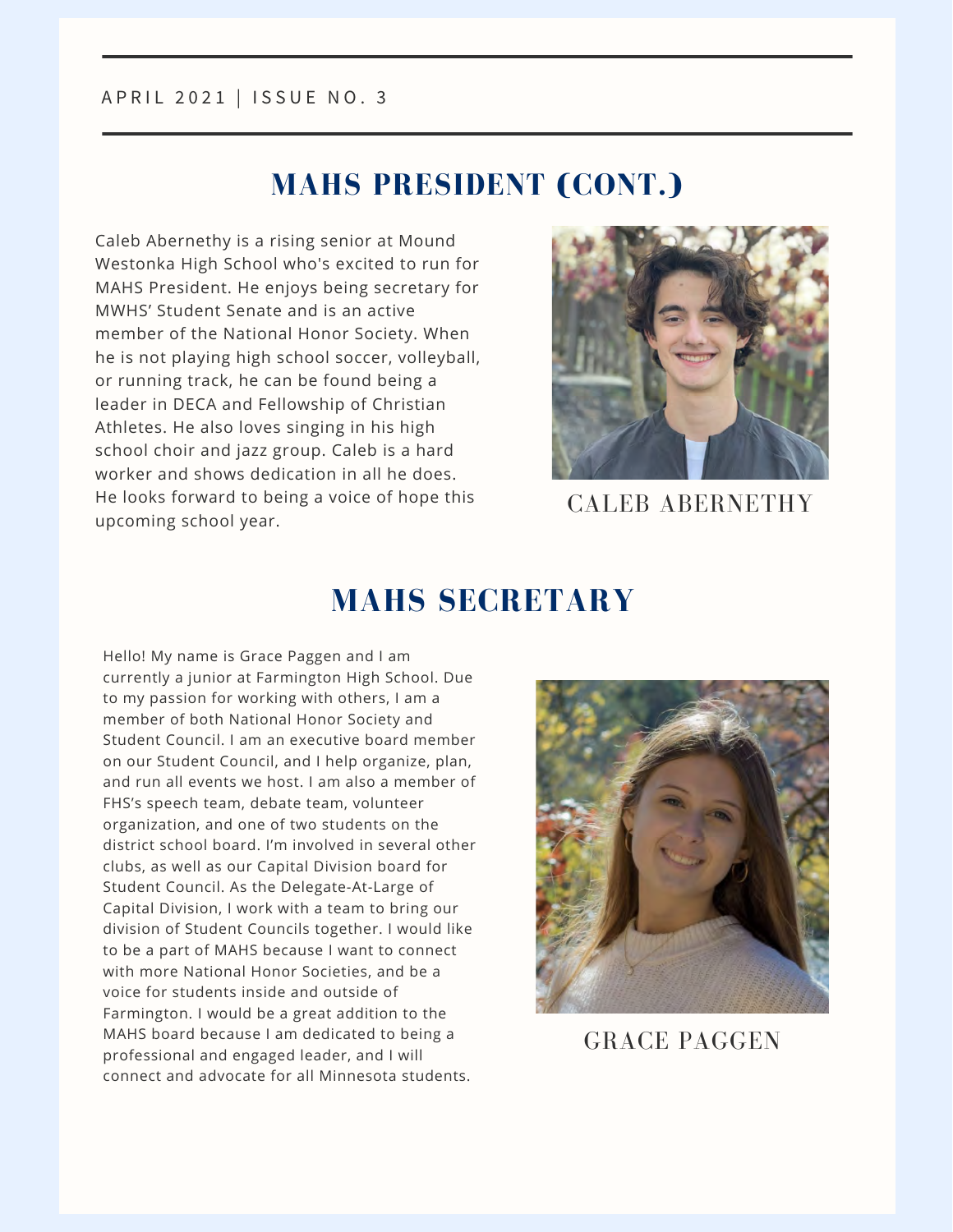## MAHS PRESIDENT (CONT.)

Caleb Abernethy is a rising senior at Mound Westonka High School who's excited to run for MAHS President. He enjoys being secretary for MWHS' Student Senate and is an active member of the National Honor Society. When he is not playing high school soccer, volleyball, or running track, he can be found being a leader in DECA and Fellowship of Christian Athletes. He also loves singing in his high school choir and jazz group. Caleb is a hard worker and shows dedication in all he does. He looks forward to being a voice of hope this upcoming school year.

CALEB ABERNETHY

## MAHS SECRETARY

Hello! My name is Grace Paggen and I am currently a junior at Farmington High School. Due to my passion for working with others, I am a member of both National Honor Society and Student Council. I am an executive board member on our Student Council, and I help organize, plan, and run all events we host. I am also a member of FHS's speech team, debate team, volunteer organization, and one of two students on the district school board. I'm involved in several other clubs, as well as our Capital Division board for Student Council. As the Delegate-At-Large of Capital Division, I work with a team to bring our division of Student Councils together. I would like to be a part of MAHS because I want to connect with more National Honor Societies, and be a voice for students inside and outside of Farmington. I would be a great addition to the MAHS board because I am dedicated to being a professional and engaged leader, and I will connect and advocate for all Minnesota students.

GRACE PAGGEN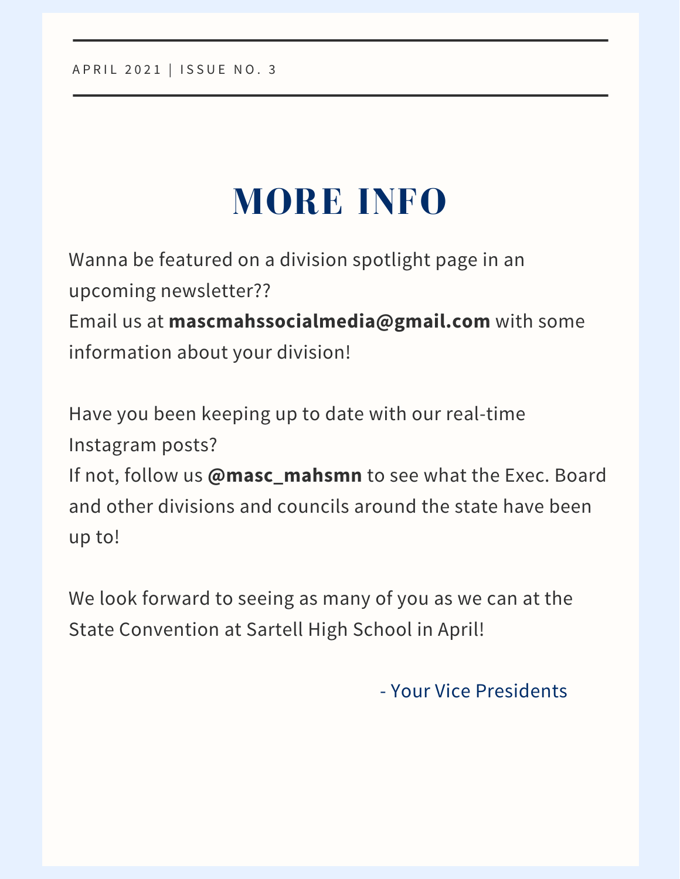# MORE INFO

Wanna be featured on a division spotlight page in an upcoming newsletter??
Email us at **mascmahssocialmedia@gmail.com** with some information about your division!

Have you been keeping up to date with our real-time Instagram posts?
If not, follow us **@masc_mahsmn** to see what the Exec. Board and other divisions and councils around the state have been up to!

We look forward to seeing as many of you as we can at the State Convention at Sartell High School in April!

- Your Vice Presidents